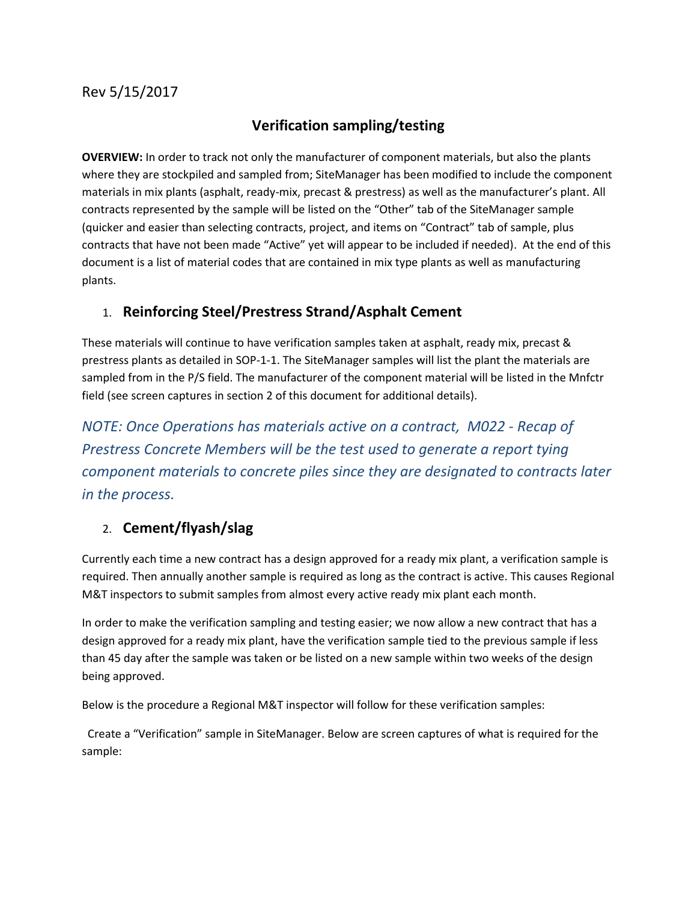Rev 5/15/2017

# Verification sampling/testing

**OVERVIEW:** In order to track not only the manufacturer of component materials, but also the plants where they are stockpiled and sampled from; SiteManager has been modified to include the component materials in mix plants (asphalt, ready-mix, precast & prestress) as well as the manufacturer's plant. All contracts represented by the sample will be listed on the "Other" tab of the SiteManager sample (quicker and easier than selecting contracts, project, and items on "Contract" tab of sample, plus contracts that have not been made "Active" yet will appear to be included if needed). At the end of this document is a list of material codes that are contained in mix type plants as well as manufacturing plants.

## 1. Reinforcing Steel/Prestress Strand/Asphalt Cement

These materials will continue to have verification samples taken at asphalt, ready mix, precast & prestress plants as detailed in SOP-1-1. The SiteManager samples will list the plant the materials are sampled from in the P/S field. The manufacturer of the component material will be listed in the Mnfctr field (see screen captures in section 2 of this document for additional details).

*NOTE: Once Operations has materials active on a contract, M022 - Recap of Prestress Concrete Members will be the test used to generate a report tying component materials to concrete piles since they are designated to contracts later in the process.*

## 2. Cement/flyash/slag

Currently each time a new contract has a design approved for a ready mix plant, a verification sample is required. Then annually another sample is required as long as the contract is active. This causes Regional M&T inspectors to submit samples from almost every active ready mix plant each month.

In order to make the verification sampling and testing easier; we now allow a new contract that has a design approved for a ready mix plant, have the verification sample tied to the previous sample if less than 45 day after the sample was taken or be listed on a new sample within two weeks of the design being approved.

Below is the procedure a Regional M&T inspector will follow for these verification samples:

Create a "Verification" sample in SiteManager. Below are screen captures of what is required for the sample: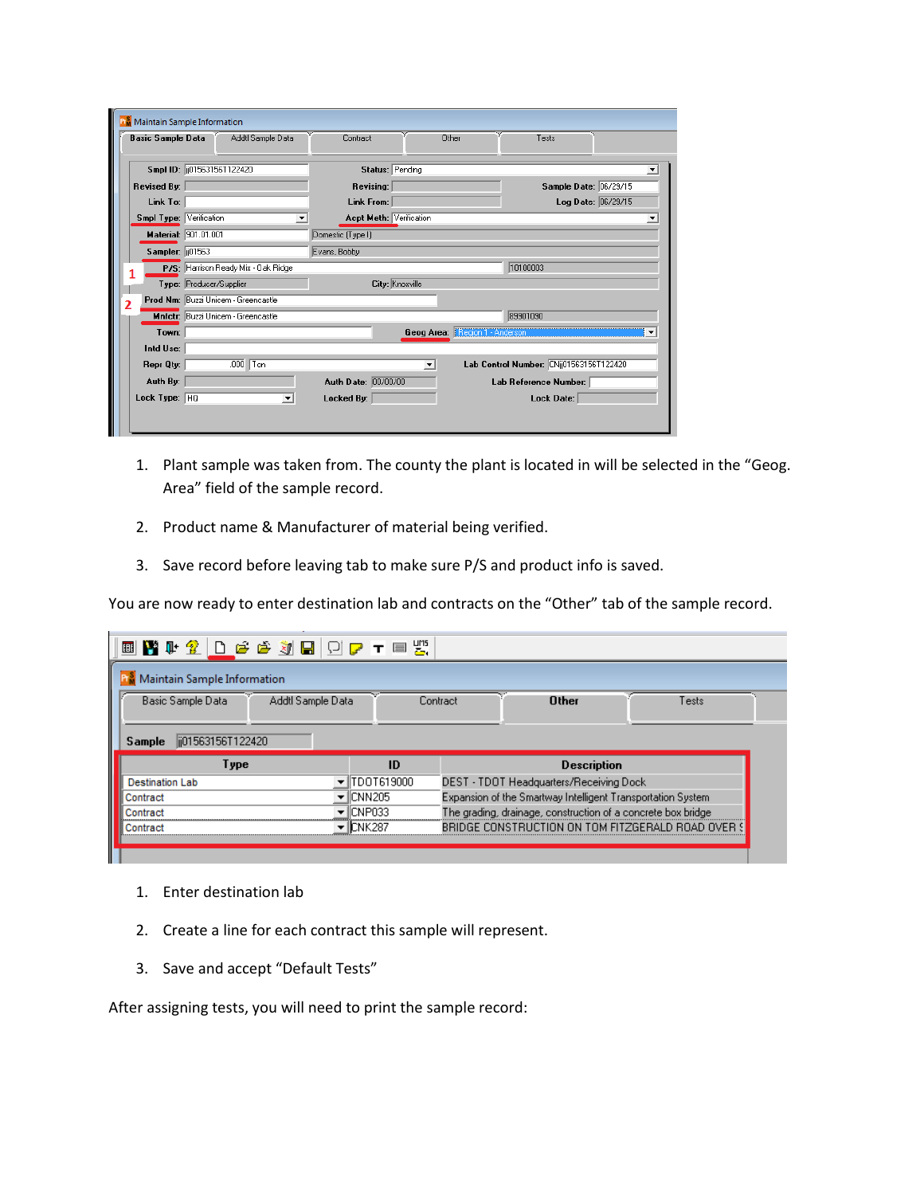1. Plant sample was taken from. The county the plant is located in will be selected in the "Geog. Area" field of the sample record.

2. Product name & Manufacturer of material being verified.

3. Save record before leaving tab to make sure P/S and product info is saved.

You are now ready to enter destination lab and contracts on the "Other" tab of the sample record.

1. Enter destination lab

2. Create a line for each contract this sample will represent.

3. Save and accept "Default Tests"

After assigning tests, you will need to print the sample record: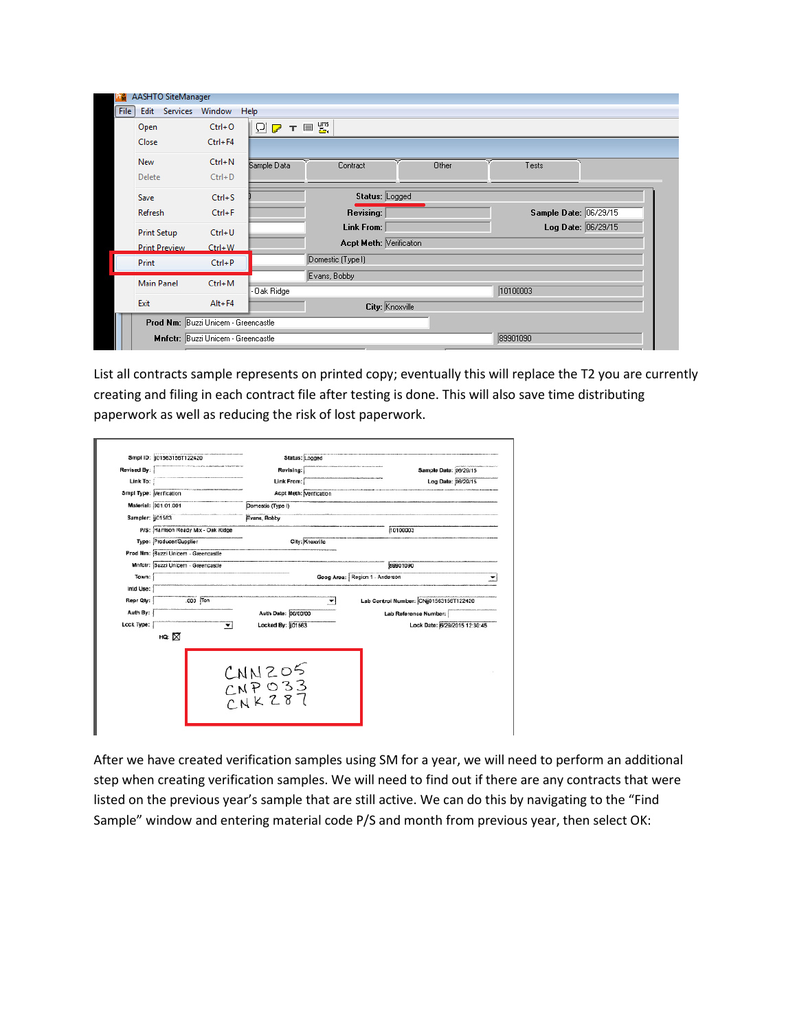List all contracts sample represents on printed copy; eventually this will replace the T2 you are currently creating and filing in each contract file after testing is done. This will also save time distributing paperwork as well as reducing the risk of lost paperwork.

After we have created verification samples using SM for a year, we will need to perform an additional step when creating verification samples. We will need to find out if there are any contracts that were listed on the previous year's sample that are still active. We can do this by navigating to the "Find Sample" window and entering material code P/S and month from previous year, then select OK: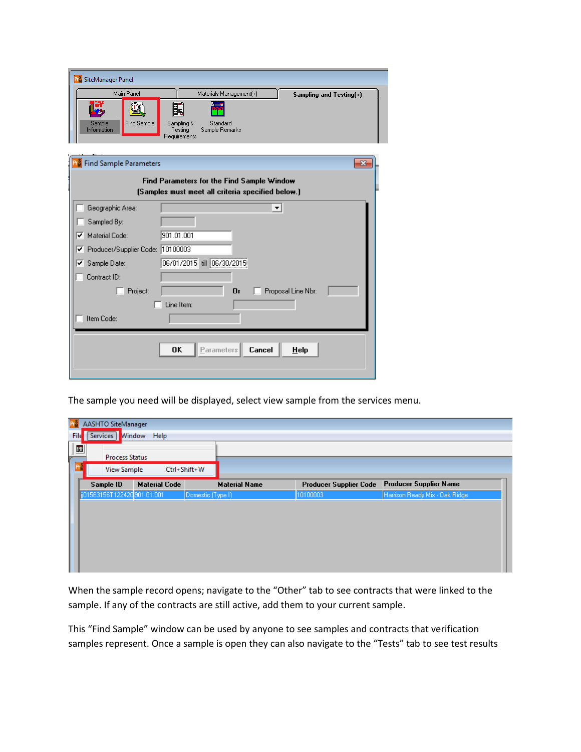The sample you need will be displayed, select view sample from the services menu.

When the sample record opens; navigate to the “Other” tab to see contracts that were linked to the sample. If any of the contracts are still active, add them to your current sample.

This “Find Sample” window can be used by anyone to see samples and contracts that verification samples represent. Once a sample is open they can also navigate to the “Tests” tab to see test results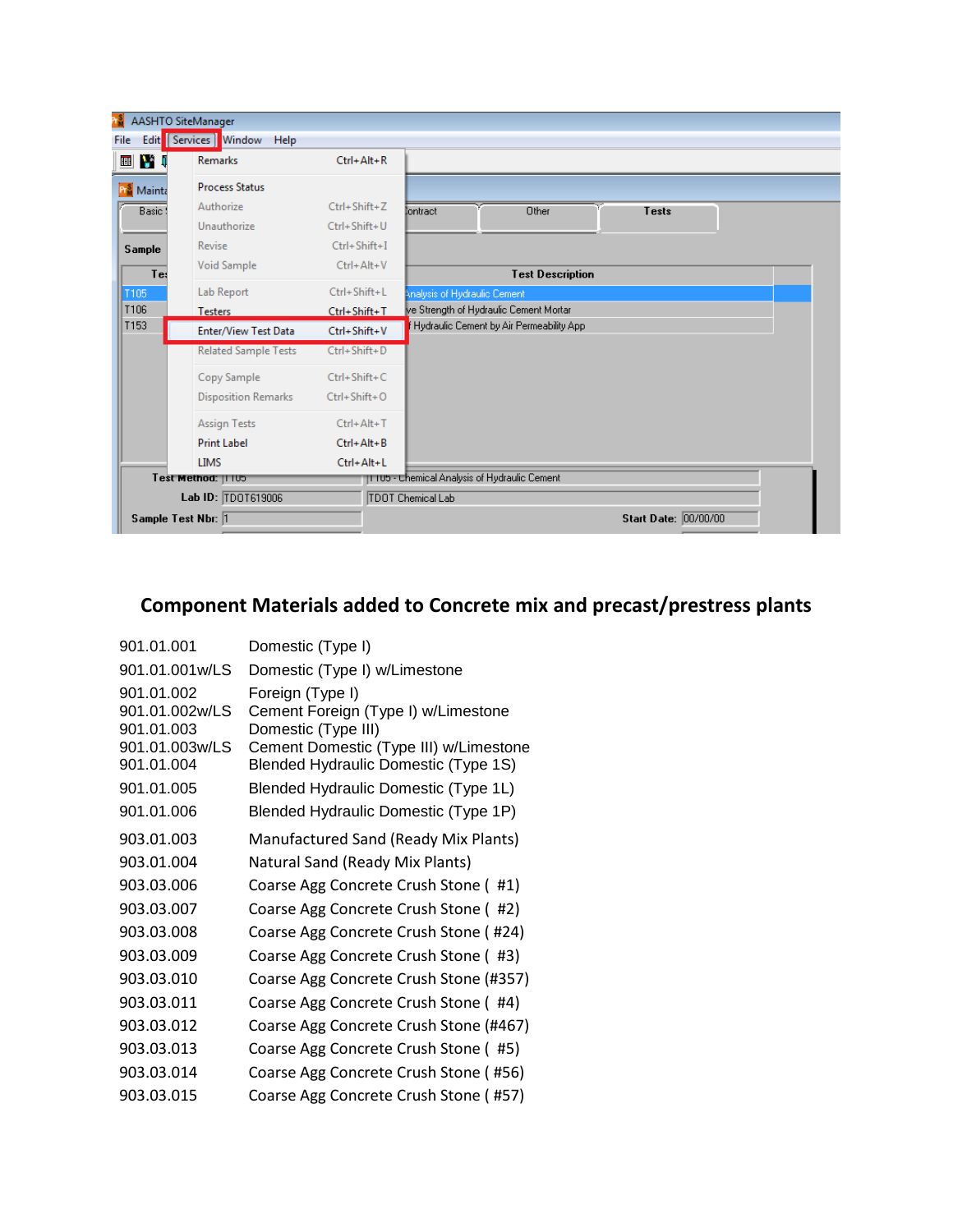## Component Materials added to Concrete mix and precast/prestress plants

| | |
|---|---|
| 901.01.001 | Domestic (Type I) |
| 901.01.001w/LS | Domestic (Type I) w/Limestone |
| 901.01.002 | Foreign (Type I) |
| 901.01.002w/LS | Cement Foreign (Type I) w/Limestone |
| 901.01.003 | Domestic (Type III) |
| 901.01.003w/LS | Cement Domestic (Type III) w/Limestone |
| 901.01.004 | Blended Hydraulic Domestic (Type 1S) |
| 901.01.005 | Blended Hydraulic Domestic (Type 1L) |
| 901.01.006 | Blended Hydraulic Domestic (Type 1P) |
| 903.01.003 | Manufactured Sand (Ready Mix Plants) |
| 903.01.004 | Natural Sand (Ready Mix Plants) |
| 903.03.006 | Coarse Agg Concrete Crush Stone ( #1) |
| 903.03.007 | Coarse Agg Concrete Crush Stone ( #2) |
| 903.03.008 | Coarse Agg Concrete Crush Stone ( #24) |
| 903.03.009 | Coarse Agg Concrete Crush Stone ( #3) |
| 903.03.010 | Coarse Agg Concrete Crush Stone (#357) |
| 903.03.011 | Coarse Agg Concrete Crush Stone ( #4) |
| 903.03.012 | Coarse Agg Concrete Crush Stone (#467) |
| 903.03.013 | Coarse Agg Concrete Crush Stone ( #5) |
| 903.03.014 | Coarse Agg Concrete Crush Stone ( #56) |
| 903.03.015 | Coarse Agg Concrete Crush Stone ( #57) |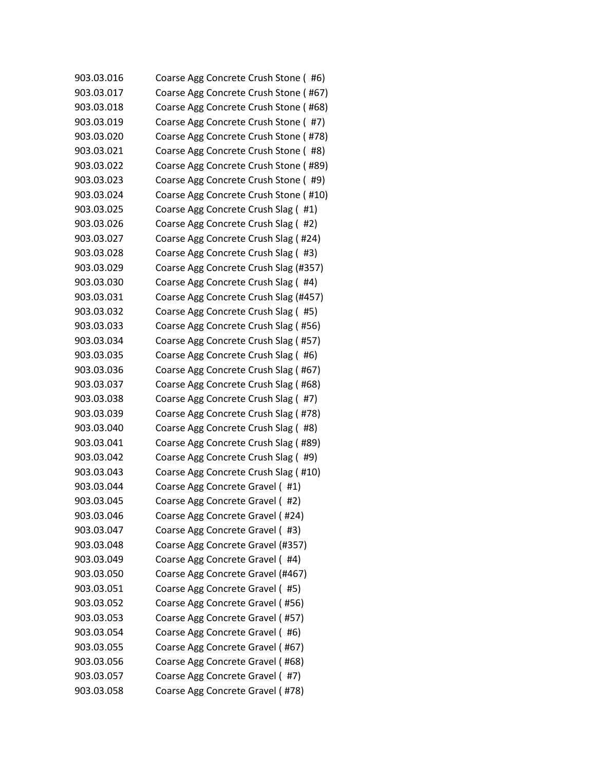| | |
|---|---|
| 903.03.016 | Coarse Agg Concrete Crush Stone ( #6) |
| 903.03.017 | Coarse Agg Concrete Crush Stone ( #67) |
| 903.03.018 | Coarse Agg Concrete Crush Stone ( #68) |
| 903.03.019 | Coarse Agg Concrete Crush Stone ( #7) |
| 903.03.020 | Coarse Agg Concrete Crush Stone ( #78) |
| 903.03.021 | Coarse Agg Concrete Crush Stone ( #8) |
| 903.03.022 | Coarse Agg Concrete Crush Stone ( #89) |
| 903.03.023 | Coarse Agg Concrete Crush Stone ( #9) |
| 903.03.024 | Coarse Agg Concrete Crush Stone ( #10) |
| 903.03.025 | Coarse Agg Concrete Crush Slag ( #1) |
| 903.03.026 | Coarse Agg Concrete Crush Slag ( #2) |
| 903.03.027 | Coarse Agg Concrete Crush Slag ( #24) |
| 903.03.028 | Coarse Agg Concrete Crush Slag ( #3) |
| 903.03.029 | Coarse Agg Concrete Crush Slag (#357) |
| 903.03.030 | Coarse Agg Concrete Crush Slag ( #4) |
| 903.03.031 | Coarse Agg Concrete Crush Slag (#457) |
| 903.03.032 | Coarse Agg Concrete Crush Slag ( #5) |
| 903.03.033 | Coarse Agg Concrete Crush Slag ( #56) |
| 903.03.034 | Coarse Agg Concrete Crush Slag ( #57) |
| 903.03.035 | Coarse Agg Concrete Crush Slag ( #6) |
| 903.03.036 | Coarse Agg Concrete Crush Slag ( #67) |
| 903.03.037 | Coarse Agg Concrete Crush Slag ( #68) |
| 903.03.038 | Coarse Agg Concrete Crush Slag ( #7) |
| 903.03.039 | Coarse Agg Concrete Crush Slag ( #78) |
| 903.03.040 | Coarse Agg Concrete Crush Slag ( #8) |
| 903.03.041 | Coarse Agg Concrete Crush Slag ( #89) |
| 903.03.042 | Coarse Agg Concrete Crush Slag ( #9) |
| 903.03.043 | Coarse Agg Concrete Crush Slag ( #10) |
| 903.03.044 | Coarse Agg Concrete Gravel ( #1) |
| 903.03.045 | Coarse Agg Concrete Gravel ( #2) |
| 903.03.046 | Coarse Agg Concrete Gravel ( #24) |
| 903.03.047 | Coarse Agg Concrete Gravel ( #3) |
| 903.03.048 | Coarse Agg Concrete Gravel (#357) |
| 903.03.049 | Coarse Agg Concrete Gravel ( #4) |
| 903.03.050 | Coarse Agg Concrete Gravel (#467) |
| 903.03.051 | Coarse Agg Concrete Gravel ( #5) |
| 903.03.052 | Coarse Agg Concrete Gravel ( #56) |
| 903.03.053 | Coarse Agg Concrete Gravel ( #57) |
| 903.03.054 | Coarse Agg Concrete Gravel ( #6) |
| 903.03.055 | Coarse Agg Concrete Gravel ( #67) |
| 903.03.056 | Coarse Agg Concrete Gravel ( #68) |
| 903.03.057 | Coarse Agg Concrete Gravel ( #7) |
| 903.03.058 | Coarse Agg Concrete Gravel ( #78) |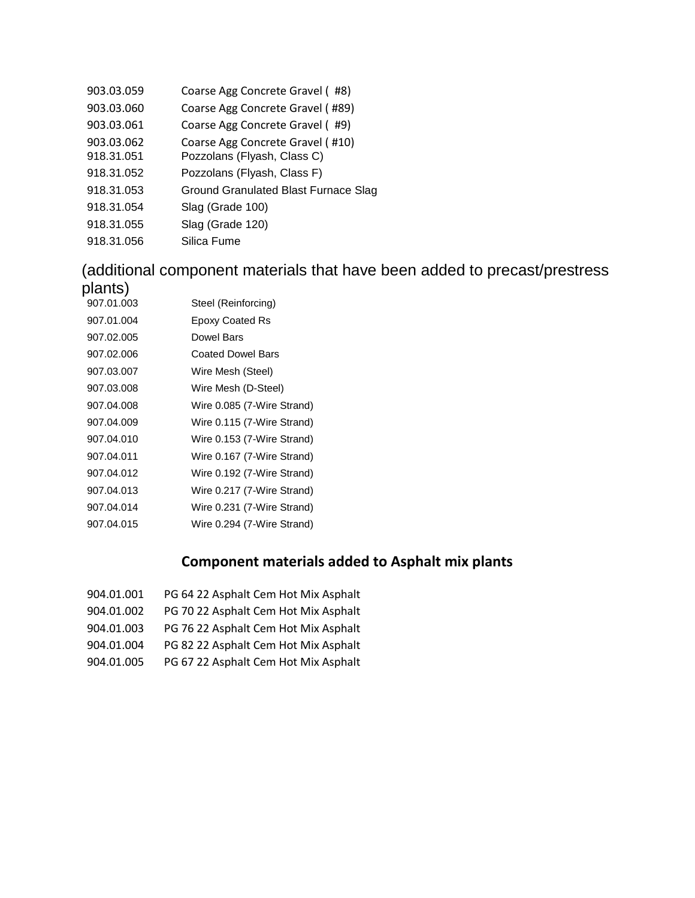| | |
|---|---|
| 903.03.059 | Coarse Agg Concrete Gravel ( #8) |
| 903.03.060 | Coarse Agg Concrete Gravel ( #89) |
| 903.03.061 | Coarse Agg Concrete Gravel ( #9) |
| 903.03.062 | Coarse Agg Concrete Gravel ( #10) |
| 918.31.051 | Pozzolans (Flyash, Class C) |
| 918.31.052 | Pozzolans (Flyash, Class F) |
| 918.31.053 | Ground Granulated Blast Furnace Slag |
| 918.31.054 | Slag (Grade 100) |
| 918.31.055 | Slag (Grade 120) |
| 918.31.056 | Silica Fume |

(additional component materials that have been added to precast/prestress plants)

| | |
|---|---|
| 907.01.003 | Steel (Reinforcing) |
| 907.01.004 | Epoxy Coated Rs |
| 907.02.005 | Dowel Bars |
| 907.02.006 | Coated Dowel Bars |
| 907.03.007 | Wire Mesh (Steel) |
| 907.03.008 | Wire Mesh (D-Steel) |
| 907.04.008 | Wire 0.085 (7-Wire Strand) |
| 907.04.009 | Wire 0.115 (7-Wire Strand) |
| 907.04.010 | Wire 0.153 (7-Wire Strand) |
| 907.04.011 | Wire 0.167 (7-Wire Strand) |
| 907.04.012 | Wire 0.192 (7-Wire Strand) |
| 907.04.013 | Wire 0.217 (7-Wire Strand) |
| 907.04.014 | Wire 0.231 (7-Wire Strand) |
| 907.04.015 | Wire 0.294 (7-Wire Strand) |

## Component materials added to Asphalt mix plants

| | |
|---|---|
| 904.01.001 | PG 64 22 Asphalt Cem Hot Mix Asphalt |
| 904.01.002 | PG 70 22 Asphalt Cem Hot Mix Asphalt |
| 904.01.003 | PG 76 22 Asphalt Cem Hot Mix Asphalt |
| 904.01.004 | PG 82 22 Asphalt Cem Hot Mix Asphalt |
| 904.01.005 | PG 67 22 Asphalt Cem Hot Mix Asphalt |